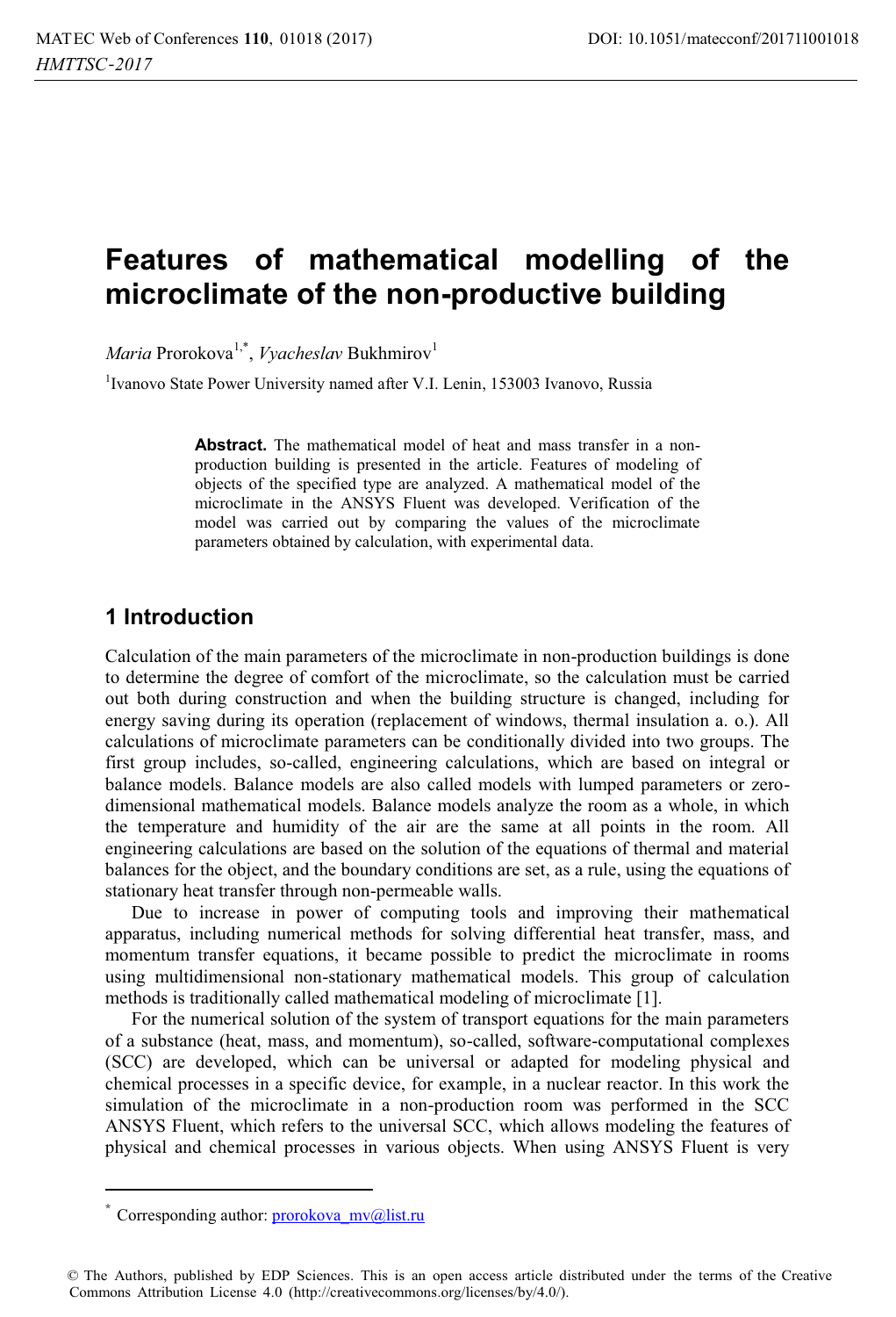# Features of mathematical modelling of the microclimate of the non-productive building

*Maria* Prorokova[1,*], *Vyacheslav* Bukhmirov[1]

[1]Ivanovo State Power University named after V.I. Lenin, 153003 Ivanovo, Russia

**Abstract.** The mathematical model of heat and mass transfer in a non-production building is presented in the article. Features of modeling of objects of the specified type are analyzed. A mathematical model of the microclimate in the ANSYS Fluent was developed. Verification of the model was carried out by comparing the values of the microclimate parameters obtained by calculation, with experimental data.

## 1 Introduction

Calculation of the main parameters of the microclimate in non-production buildings is done to determine the degree of comfort of the microclimate, so the calculation must be carried out both during construction and when the building structure is changed, including for energy saving during its operation (replacement of windows, thermal insulation a. o.). All calculations of microclimate parameters can be conditionally divided into two groups. The first group includes, so-called, engineering calculations, which are based on integral or balance models. Balance models are also called models with lumped parameters or zero-dimensional mathematical models. Balance models analyze the room as a whole, in which the temperature and humidity of the air are the same at all points in the room. All engineering calculations are based on the solution of the equations of thermal and material balances for the object, and the boundary conditions are set, as a rule, using the equations of stationary heat transfer through non-permeable walls.

Due to increase in power of computing tools and improving their mathematical apparatus, including numerical methods for solving differential heat transfer, mass, and momentum transfer equations, it became possible to predict the microclimate in rooms using multidimensional non-stationary mathematical models. This group of calculation methods is traditionally called mathematical modeling of microclimate [1].

For the numerical solution of the system of transport equations for the main parameters of a substance (heat, mass, and momentum), so-called, software-computational complexes (SCC) are developed, which can be universal or adapted for modeling physical and chemical processes in a specific device, for example, in a nuclear reactor. In this work the simulation of the microclimate in a non-production room was performed in the SCC ANSYS Fluent, which refers to the universal SCC, which allows modeling the features of physical and chemical processes in various objects. When using ANSYS Fluent is very

[*] Corresponding author: prorokova_mv@list.ru

© The Authors, published by EDP Sciences. This is an open access article distributed under the terms of the Creative Commons Attribution License 4.0 (http://creativecommons.org/licenses/by/4.0/).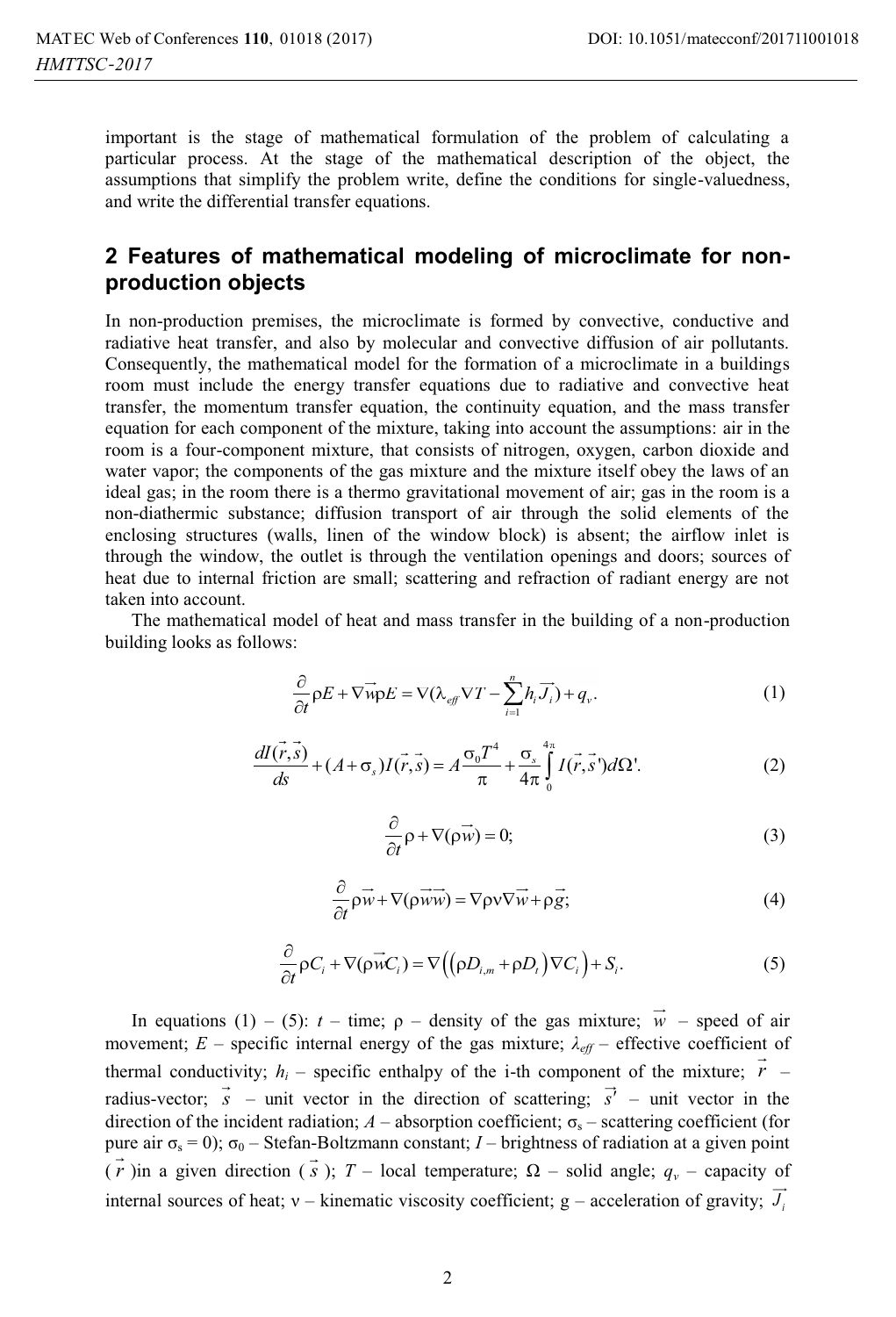important is the stage of mathematical formulation of the problem of calculating a particular process. At the stage of the mathematical description of the object, the assumptions that simplify the problem write, define the conditions for single-valuedness, and write the differential transfer equations.

## 2 Features of mathematical modeling of microclimate for non-production objects

In non-production premises, the microclimate is formed by convective, conductive and radiative heat transfer, and also by molecular and convective diffusion of air pollutants. Consequently, the mathematical model for the formation of a microclimate in a buildings room must include the energy transfer equations due to radiative and convective heat transfer, the momentum transfer equation, the continuity equation, and the mass transfer equation for each component of the mixture, taking into account the assumptions: air in the room is a four-component mixture, that consists of nitrogen, oxygen, carbon dioxide and water vapor; the components of the gas mixture and the mixture itself obey the laws of an ideal gas; in the room there is a thermo gravitational movement of air; gas in the room is a non-diathermic substance; diffusion transport of air through the solid elements of the enclosing structures (walls, linen of the window block) is absent; the airflow inlet is through the window, the outlet is through the ventilation openings and doors; sources of heat due to internal friction are small; scattering and refraction of radiant energy are not taken into account.

The mathematical model of heat and mass transfer in the building of a non-production building looks as follows:

$$\frac{\partial}{\partial t}\rho E + \nabla \vec{w}\rho E = \nabla(\lambda_{eff}\nabla T - \sum_{i=1}^{n} h_i \vec{J_i}) + q_v. \tag{1}$$

$$\frac{dI(\vec{r},\vec{s})}{ds} + (A + \sigma_s)I(\vec{r},\vec{s}) = A\frac{\sigma_0 T^4}{\pi} + \frac{\sigma_s}{4\pi}\int_0^{4\pi} I(\vec{r},\vec{s}\,')d\Omega'. \tag{2}$$

$$\frac{\partial}{\partial t}\rho + \nabla(\rho\vec{w}) = 0; \tag{3}$$

$$\frac{\partial}{\partial t}\rho\vec{w} + \nabla(\rho\vec{w}\vec{w}) = \nabla\rho\nu\nabla\vec{w} + \rho\vec{g}; \tag{4}$$

$$\frac{\partial}{\partial t}\rho C_i + \nabla(\rho\vec{w}C_i) = \nabla\left(\left(\rho D_{i,m} + \rho D_t\right)\nabla C_i\right) + S_i. \tag{5}$$

In equations (1) – (5): $t$ – time; $\rho$ – density of the gas mixture; $\vec{w}$ – speed of air movement; $E$ – specific internal energy of the gas mixture; $\lambda_{eff}$ – effective coefficient of thermal conductivity; $h_i$ – specific enthalpy of the i-th component of the mixture; $\vec{r}$ – radius-vector; $\vec{s}$ – unit vector in the direction of scattering; $\vec{s}\,'$ – unit vector in the direction of the incident radiation; $A$ – absorption coefficient; $\sigma_s$ – scattering coefficient (for pure air $\sigma_s = 0$); $\sigma_0$ – Stefan-Boltzmann constant; $I$ – brightness of radiation at a given point ($\vec{r}$)in a given direction ($\vec{s}$); $T$ – local temperature; $\Omega$ – solid angle; $q_v$ – capacity of internal sources of heat; $\nu$ – kinematic viscosity coefficient; g – acceleration of gravity; $\vec{J_i}$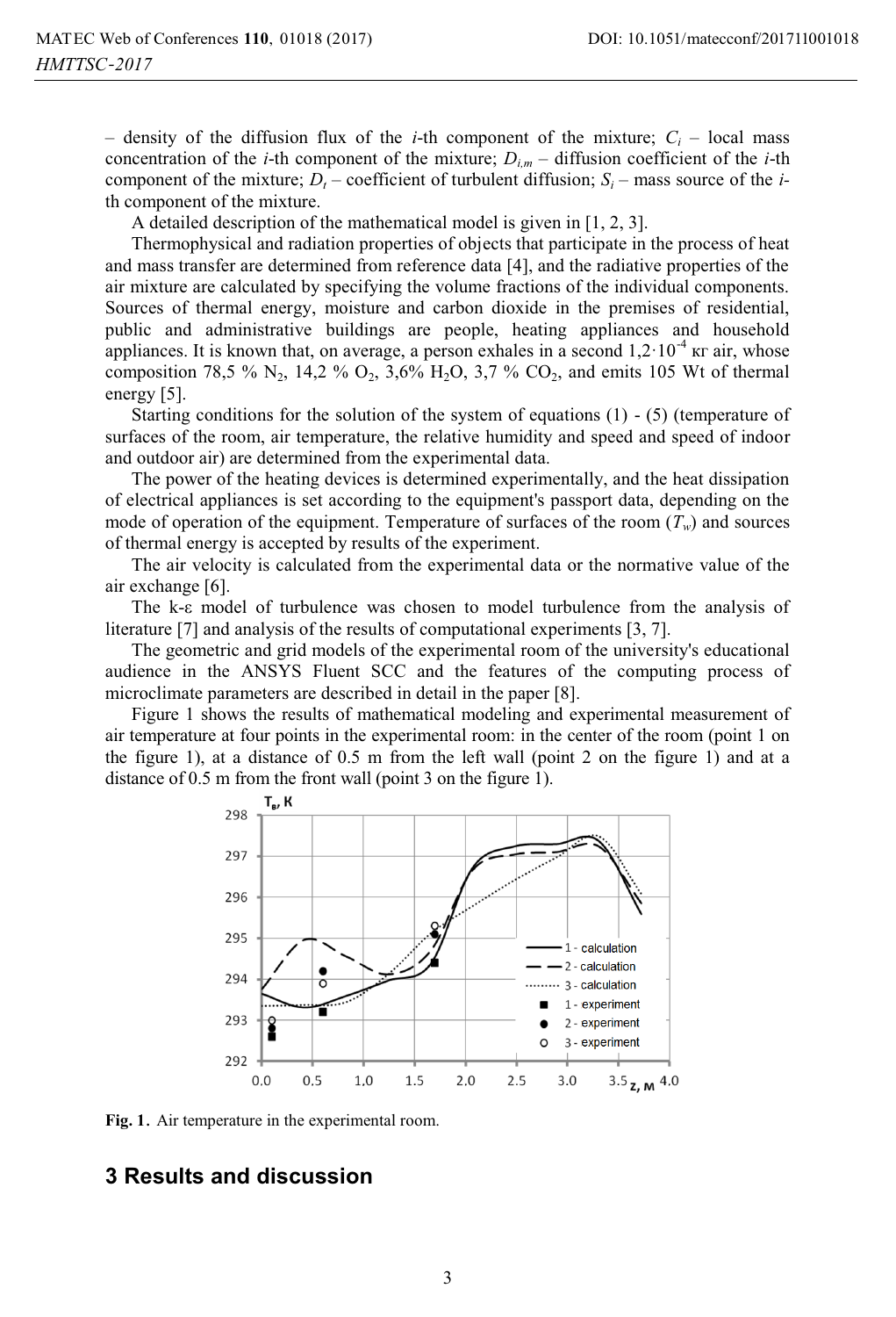– density of the diffusion flux of the *i*-th component of the mixture; $C_i$ – local mass concentration of the *i*-th component of the mixture; $D_{i,m}$ – diffusion coefficient of the *i*-th component of the mixture; $D_t$ – coefficient of turbulent diffusion; $S_i$ – mass source of the *i*-th component of the mixture.

A detailed description of the mathematical model is given in [1, 2, 3].

Thermophysical and radiation properties of objects that participate in the process of heat and mass transfer are determined from reference data [4], and the radiative properties of the air mixture are calculated by specifying the volume fractions of the individual components. Sources of thermal energy, moisture and carbon dioxide in the premises of residential, public and administrative buildings are people, heating appliances and household appliances. It is known that, on average, a person exhales in a second $1,2 \cdot 10^{-4}$ кг air, whose composition 78,5 % $N_2$, 14,2 % $O_2$, 3,6% $H_2O$, 3,7 % $CO_2$, and emits 105 Wt of thermal energy [5].

Starting conditions for the solution of the system of equations (1) - (5) (temperature of surfaces of the room, air temperature, the relative humidity and speed and speed of indoor and outdoor air) are determined from the experimental data.

The power of the heating devices is determined experimentally, and the heat dissipation of electrical appliances is set according to the equipment's passport data, depending on the mode of operation of the equipment. Temperature of surfaces of the room ($T_w$) and sources of thermal energy is accepted by results of the experiment.

The air velocity is calculated from the experimental data or the normative value of the air exchange [6].

The k-ε model of turbulence was chosen to model turbulence from the analysis of literature [7] and analysis of the results of computational experiments [3, 7].

The geometric and grid models of the experimental room of the university's educational audience in the ANSYS Fluent SCC and the features of the computing process of microclimate parameters are described in detail in the paper [8].

Figure 1 shows the results of mathematical modeling and experimental measurement of air temperature at four points in the experimental room: in the center of the room (point 1 on the figure 1), at a distance of 0.5 m from the left wall (point 2 on the figure 1) and at a distance of 0.5 m from the front wall (point 3 on the figure 1).

**Fig. 1.** Air temperature in the experimental room.

## 3 Results and discussion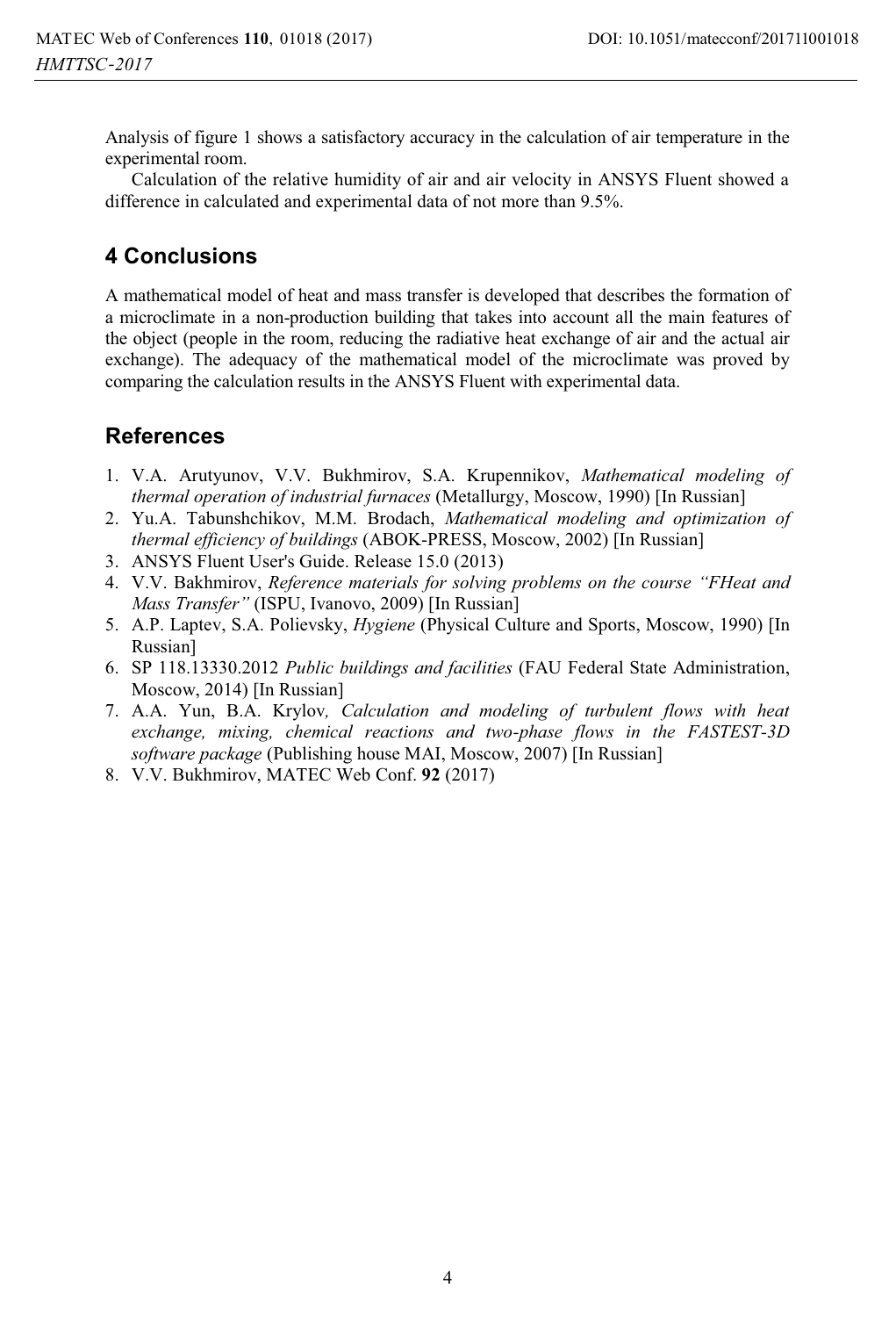Analysis of figure 1 shows a satisfactory accuracy in the calculation of air temperature in the experimental room.

Calculation of the relative humidity of air and air velocity in ANSYS Fluent showed a difference in calculated and experimental data of not more than 9.5%.

## 4 Conclusions

A mathematical model of heat and mass transfer is developed that describes the formation of a microclimate in a non-production building that takes into account all the main features of the object (people in the room, reducing the radiative heat exchange of air and the actual air exchange). The adequacy of the mathematical model of the microclimate was proved by comparing the calculation results in the ANSYS Fluent with experimental data.

## References

1. V.A. Arutyunov, V.V. Bukhmirov, S.A. Krupennikov, *Mathematical modeling of thermal operation of industrial furnaces* (Metallurgy, Moscow, 1990) [In Russian]
2. Yu.A. Tabunshchikov, M.M. Brodach, *Mathematical modeling and optimization of thermal efficiency of buildings* (ABOK-PRESS, Moscow, 2002) [In Russian]
3. ANSYS Fluent User's Guide. Release 15.0 (2013)
4. V.V. Bakhmirov, *Reference materials for solving problems on the course "FHeat and Mass Transfer"* (ISPU, Ivanovo, 2009) [In Russian]
5. A.P. Laptev, S.A. Polievsky, *Hygiene* (Physical Culture and Sports, Moscow, 1990) [In Russian]
6. SP 118.13330.2012 *Public buildings and facilities* (FAU Federal State Administration, Moscow, 2014) [In Russian]
7. A.A. Yun, B.A. Krylov, *Calculation and modeling of turbulent flows with heat exchange, mixing, chemical reactions and two-phase flows in the FASTEST-3D software package* (Publishing house MAI, Moscow, 2007) [In Russian]
8. V.V. Bukhmirov, MATEC Web Conf. **92** (2017)